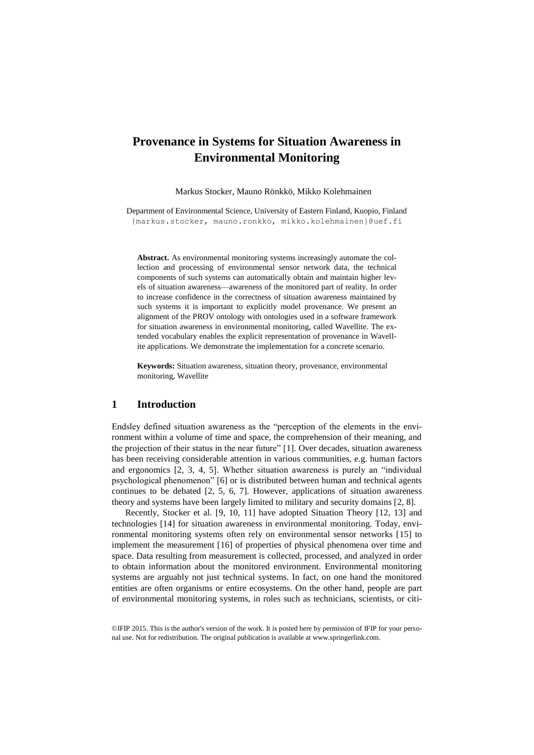# Provenance in Systems for Situation Awareness in Environmental Monitoring

Markus Stocker, Mauno Rönkkö, Mikko Kolehmainen

Department of Environmental Science, University of Eastern Finland, Kuopio, Finland
{markus.stocker, mauno.ronkko, mikko.kolehmainen}@uef.fi

**Abstract.** As environmental monitoring systems increasingly automate the collection and processing of environmental sensor network data, the technical components of such systems can automatically obtain and maintain higher levels of situation awareness—awareness of the monitored part of reality. In order to increase confidence in the correctness of situation awareness maintained by such systems it is important to explicitly model provenance. We present an alignment of the PROV ontology with ontologies used in a software framework for situation awareness in environmental monitoring, called Wavellite. The extended vocabulary enables the explicit representation of provenance in Wavellite applications. We demonstrate the implementation for a concrete scenario.

**Keywords:** Situation awareness, situation theory, provenance, environmental monitoring, Wavellite

## 1 Introduction

Endsley defined situation awareness as the "perception of the elements in the environment within a volume of time and space, the comprehension of their meaning, and the projection of their status in the near future" [1]. Over decades, situation awareness has been receiving considerable attention in various communities, e.g. human factors and ergonomics [2, 3, 4, 5]. Whether situation awareness is purely an "individual psychological phenomenon" [6] or is distributed between human and technical agents continues to be debated [2, 5, 6, 7]. However, applications of situation awareness theory and systems have been largely limited to military and security domains [2, 8].

Recently, Stocker et al. [9, 10, 11] have adopted Situation Theory [12, 13] and technologies [14] for situation awareness in environmental monitoring. Today, environmental monitoring systems often rely on environmental sensor networks [15] to implement the measurement [16] of properties of physical phenomena over time and space. Data resulting from measurement is collected, processed, and analyzed in order to obtain information about the monitored environment. Environmental monitoring systems are arguably not just technical systems. In fact, on one hand the monitored entities are often organisms or entire ecosystems. On the other hand, people are part of environmental monitoring systems, in roles such as technicians, scientists, or citi-

©IFIP 2015. This is the author's version of the work. It is posted here by permission of IFIP for your personal use. Not for redistribution. The original publication is available at www.springerlink.com.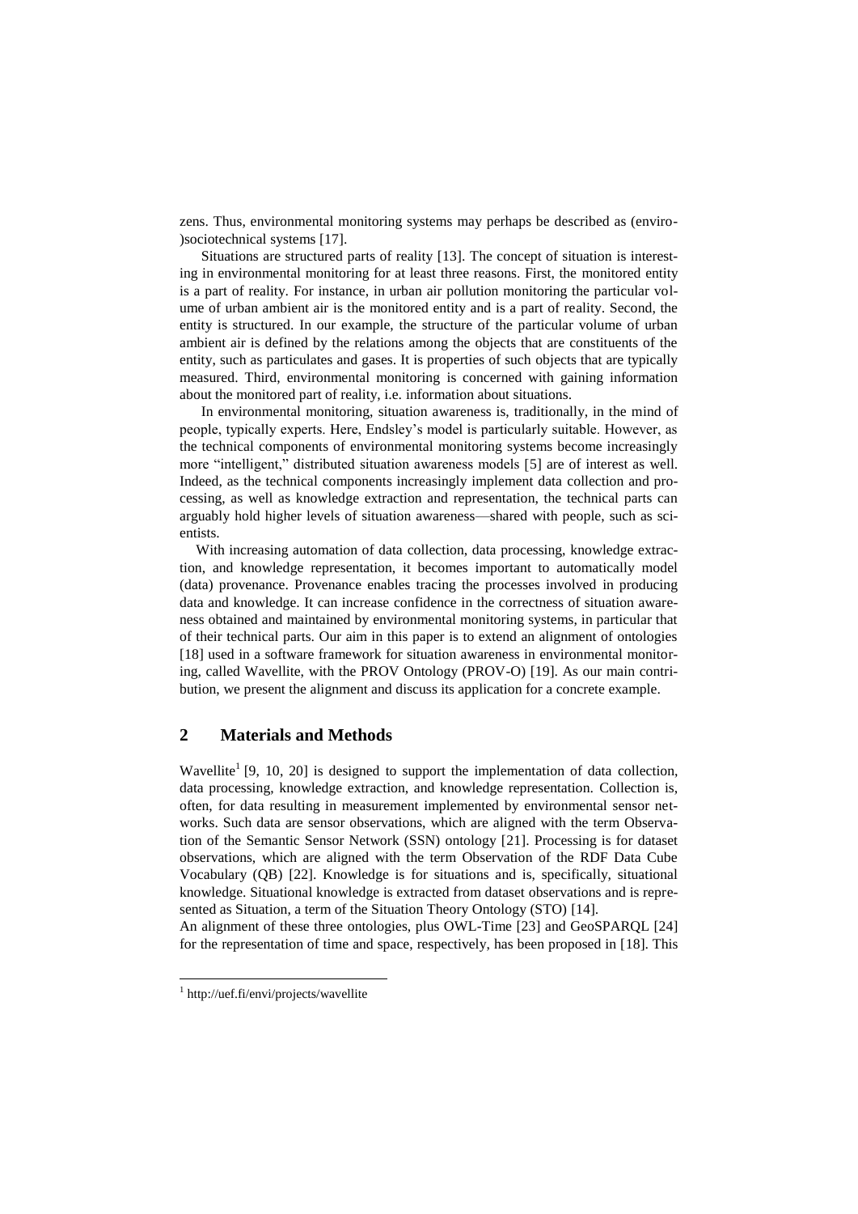zens. Thus, environmental monitoring systems may perhaps be described as (enviro-)sociotechnical systems [17].

Situations are structured parts of reality [13]. The concept of situation is interesting in environmental monitoring for at least three reasons. First, the monitored entity is a part of reality. For instance, in urban air pollution monitoring the particular volume of urban ambient air is the monitored entity and is a part of reality. Second, the entity is structured. In our example, the structure of the particular volume of urban ambient air is defined by the relations among the objects that are constituents of the entity, such as particulates and gases. It is properties of such objects that are typically measured. Third, environmental monitoring is concerned with gaining information about the monitored part of reality, i.e. information about situations.

In environmental monitoring, situation awareness is, traditionally, in the mind of people, typically experts. Here, Endsley's model is particularly suitable. However, as the technical components of environmental monitoring systems become increasingly more "intelligent," distributed situation awareness models [5] are of interest as well. Indeed, as the technical components increasingly implement data collection and processing, as well as knowledge extraction and representation, the technical parts can arguably hold higher levels of situation awareness—shared with people, such as scientists.

With increasing automation of data collection, data processing, knowledge extraction, and knowledge representation, it becomes important to automatically model (data) provenance. Provenance enables tracing the processes involved in producing data and knowledge. It can increase confidence in the correctness of situation awareness obtained and maintained by environmental monitoring systems, in particular that of their technical parts. Our aim in this paper is to extend an alignment of ontologies [18] used in a software framework for situation awareness in environmental monitoring, called Wavellite, with the PROV Ontology (PROV-O) [19]. As our main contribution, we present the alignment and discuss its application for a concrete example.

## 2 Materials and Methods

Wavellite[1] [9, 10, 20] is designed to support the implementation of data collection, data processing, knowledge extraction, and knowledge representation. Collection is, often, for data resulting in measurement implemented by environmental sensor networks. Such data are sensor observations, which are aligned with the term Observation of the Semantic Sensor Network (SSN) ontology [21]. Processing is for dataset observations, which are aligned with the term Observation of the RDF Data Cube Vocabulary (QB) [22]. Knowledge is for situations and is, specifically, situational knowledge. Situational knowledge is extracted from dataset observations and is represented as Situation, a term of the Situation Theory Ontology (STO) [14].

An alignment of these three ontologies, plus OWL-Time [23] and GeoSPARQL [24] for the representation of time and space, respectively, has been proposed in [18]. This

[1] http://uef.fi/envi/projects/wavellite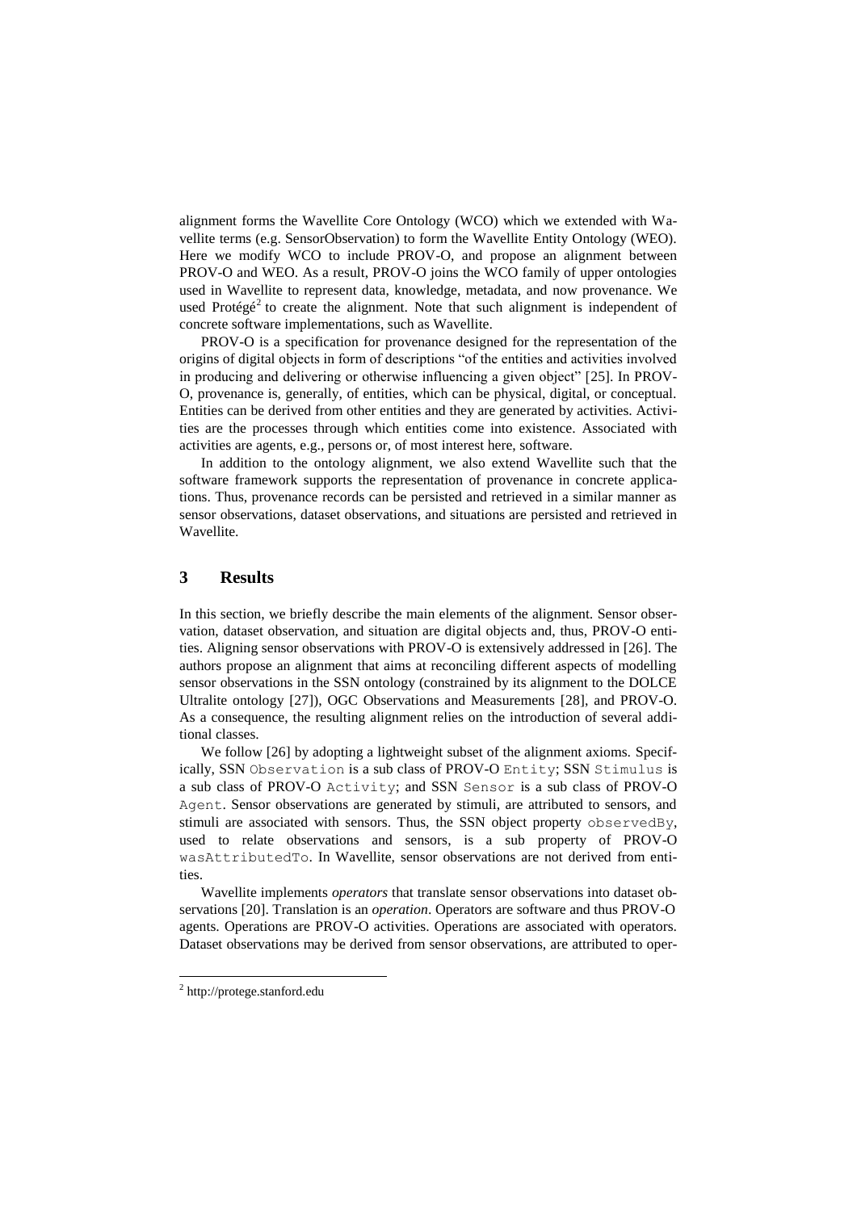alignment forms the Wavellite Core Ontology (WCO) which we extended with Wavellite terms (e.g. SensorObservation) to form the Wavellite Entity Ontology (WEO). Here we modify WCO to include PROV-O, and propose an alignment between PROV-O and WEO. As a result, PROV-O joins the WCO family of upper ontologies used in Wavellite to represent data, knowledge, metadata, and now provenance. We used Protégé[2] to create the alignment. Note that such alignment is independent of concrete software implementations, such as Wavellite.

PROV-O is a specification for provenance designed for the representation of the origins of digital objects in form of descriptions "of the entities and activities involved in producing and delivering or otherwise influencing a given object" [25]. In PROV-O, provenance is, generally, of entities, which can be physical, digital, or conceptual. Entities can be derived from other entities and they are generated by activities. Activities are the processes through which entities come into existence. Associated with activities are agents, e.g., persons or, of most interest here, software.

In addition to the ontology alignment, we also extend Wavellite such that the software framework supports the representation of provenance in concrete applications. Thus, provenance records can be persisted and retrieved in a similar manner as sensor observations, dataset observations, and situations are persisted and retrieved in Wavellite.

## 3 Results

In this section, we briefly describe the main elements of the alignment. Sensor observation, dataset observation, and situation are digital objects and, thus, PROV-O entities. Aligning sensor observations with PROV-O is extensively addressed in [26]. The authors propose an alignment that aims at reconciling different aspects of modelling sensor observations in the SSN ontology (constrained by its alignment to the DOLCE Ultralite ontology [27]), OGC Observations and Measurements [28], and PROV-O. As a consequence, the resulting alignment relies on the introduction of several additional classes.

We follow [26] by adopting a lightweight subset of the alignment axioms. Specifically, SSN `Observation` is a sub class of PROV-O `Entity`; SSN `Stimulus` is a sub class of PROV-O `Activity`; and SSN `Sensor` is a sub class of PROV-O `Agent`. Sensor observations are generated by stimuli, are attributed to sensors, and stimuli are associated with sensors. Thus, the SSN object property `observedBy`, used to relate observations and sensors, is a sub property of PROV-O `wasAttributedTo`. In Wavellite, sensor observations are not derived from entities.

Wavellite implements *operators* that translate sensor observations into dataset observations [20]. Translation is an *operation*. Operators are software and thus PROV-O agents. Operations are PROV-O activities. Operations are associated with operators. Dataset observations may be derived from sensor observations, are attributed to oper-

[2] http://protege.stanford.edu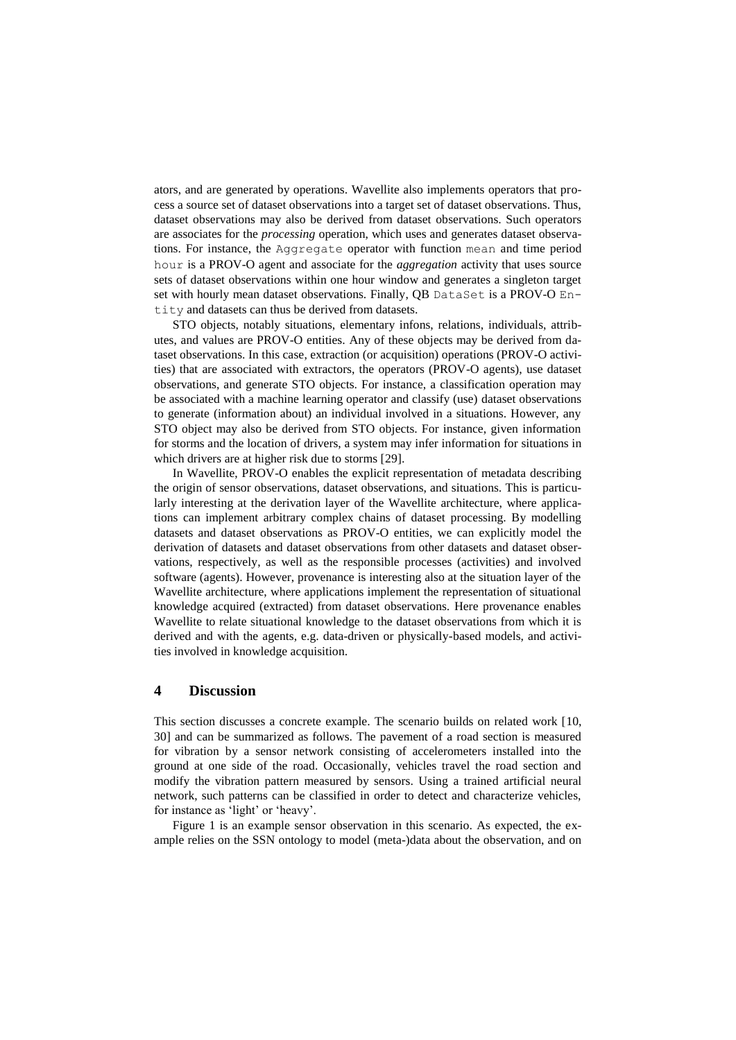ators, and are generated by operations. Wavellite also implements operators that process a source set of dataset observations into a target set of dataset observations. Thus, dataset observations may also be derived from dataset observations. Such operators are associates for the *processing* operation, which uses and generates dataset observations. For instance, the `Aggregate` operator with function `mean` and time period `hour` is a PROV-O agent and associate for the *aggregation* activity that uses source sets of dataset observations within one hour window and generates a singleton target set with hourly mean dataset observations. Finally, QB `DataSet` is a PROV-O `Entity` and datasets can thus be derived from datasets.

STO objects, notably situations, elementary infons, relations, individuals, attributes, and values are PROV-O entities. Any of these objects may be derived from dataset observations. In this case, extraction (or acquisition) operations (PROV-O activities) that are associated with extractors, the operators (PROV-O agents), use dataset observations, and generate STO objects. For instance, a classification operation may be associated with a machine learning operator and classify (use) dataset observations to generate (information about) an individual involved in a situations. However, any STO object may also be derived from STO objects. For instance, given information for storms and the location of drivers, a system may infer information for situations in which drivers are at higher risk due to storms [29].

In Wavellite, PROV-O enables the explicit representation of metadata describing the origin of sensor observations, dataset observations, and situations. This is particularly interesting at the derivation layer of the Wavellite architecture, where applications can implement arbitrary complex chains of dataset processing. By modelling datasets and dataset observations as PROV-O entities, we can explicitly model the derivation of datasets and dataset observations from other datasets and dataset observations, respectively, as well as the responsible processes (activities) and involved software (agents). However, provenance is interesting also at the situation layer of the Wavellite architecture, where applications implement the representation of situational knowledge acquired (extracted) from dataset observations. Here provenance enables Wavellite to relate situational knowledge to the dataset observations from which it is derived and with the agents, e.g. data-driven or physically-based models, and activities involved in knowledge acquisition.

## 4 Discussion

This section discusses a concrete example. The scenario builds on related work [10, 30] and can be summarized as follows. The pavement of a road section is measured for vibration by a sensor network consisting of accelerometers installed into the ground at one side of the road. Occasionally, vehicles travel the road section and modify the vibration pattern measured by sensors. Using a trained artificial neural network, such patterns can be classified in order to detect and characterize vehicles, for instance as 'light' or 'heavy'.

Figure 1 is an example sensor observation in this scenario. As expected, the example relies on the SSN ontology to model (meta-)data about the observation, and on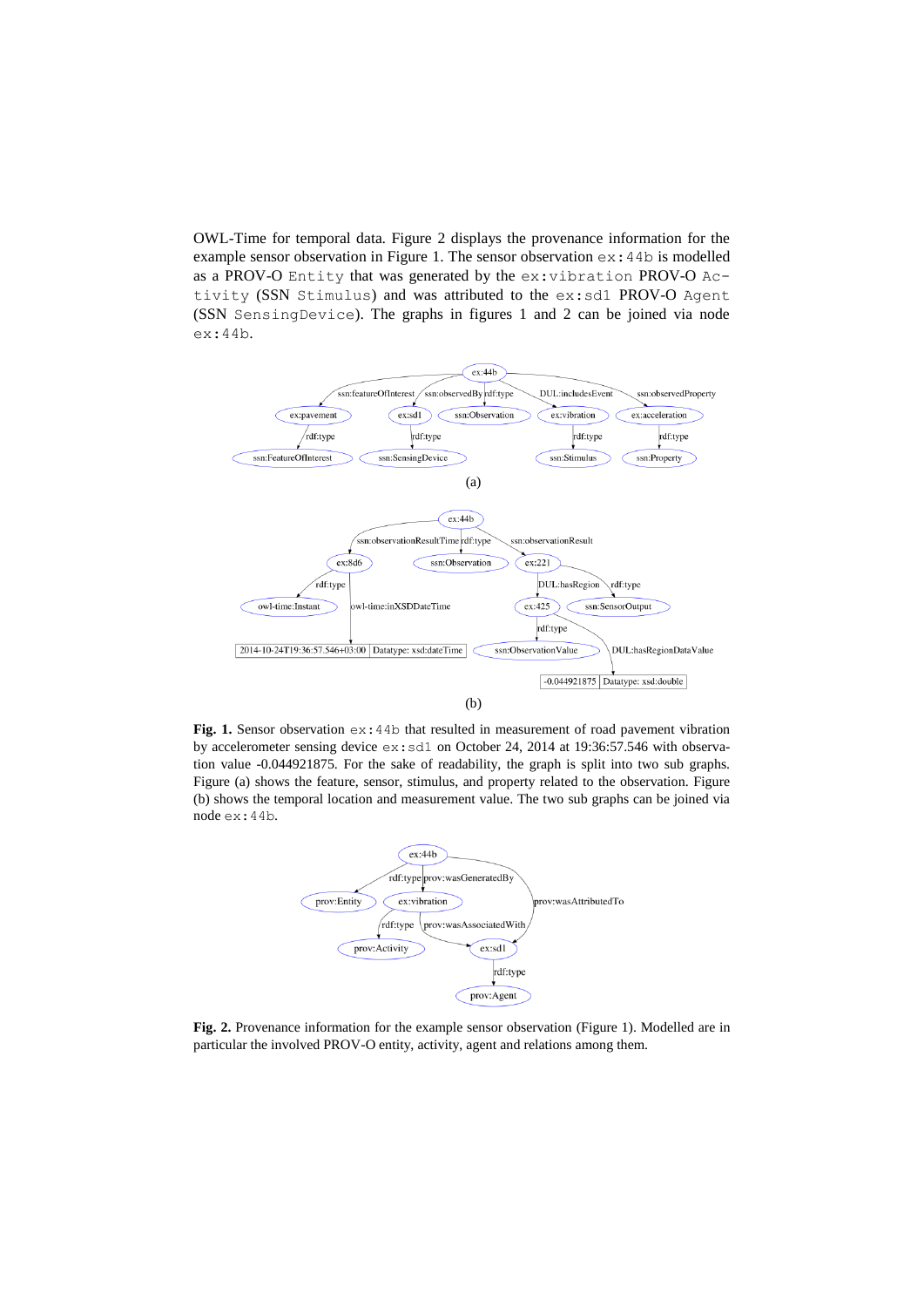OWL-Time for temporal data. Figure 2 displays the provenance information for the example sensor observation in Figure 1. The sensor observation `ex:44b` is modelled as a PROV-O `Entity` that was generated by the `ex:vibration` PROV-O `Activity` (SSN `Stimulus`) and was attributed to the `ex:sd1` PROV-O `Agent` (SSN `SensingDevice`). The graphs in figures 1 and 2 can be joined via node `ex:44b`.

**Fig. 1.** Sensor observation `ex:44b` that resulted in measurement of road pavement vibration by accelerometer sensing device `ex:sd1` on October 24, 2014 at 19:36:57.546 with observation value -0.044921875. For the sake of readability, the graph is split into two sub graphs. Figure (a) shows the feature, sensor, stimulus, and property related to the observation. Figure (b) shows the temporal location and measurement value. The two sub graphs can be joined via node `ex:44b`.

**Fig. 2.** Provenance information for the example sensor observation (Figure 1). Modelled are in particular the involved PROV-O entity, activity, agent and relations among them.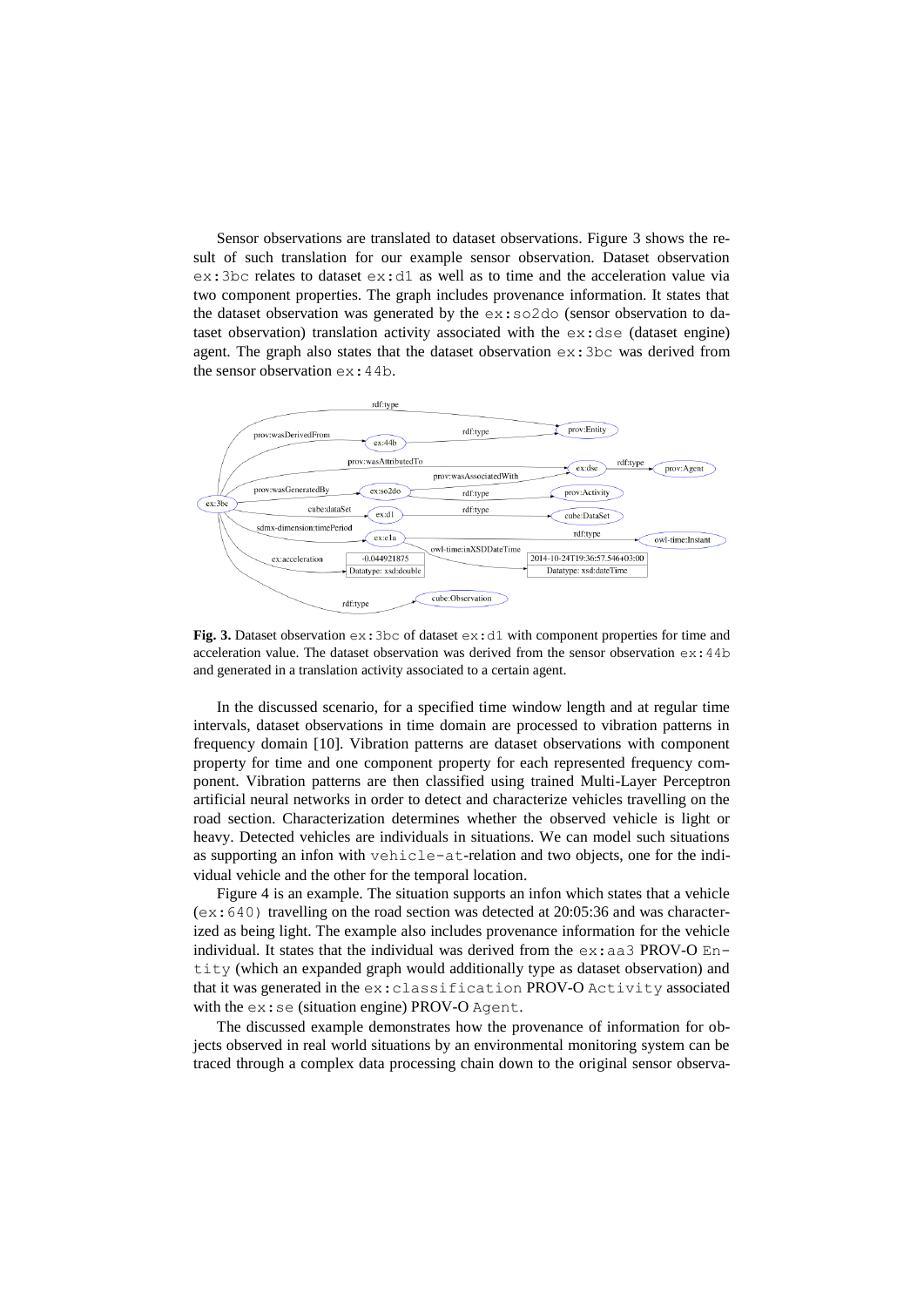Sensor observations are translated to dataset observations. Figure 3 shows the result of such translation for our example sensor observation. Dataset observation `ex:3bc` relates to dataset `ex:d1` as well as to time and the acceleration value via two component properties. The graph includes provenance information. It states that the dataset observation was generated by the `ex:so2do` (sensor observation to dataset observation) translation activity associated with the `ex:dse` (dataset engine) agent. The graph also states that the dataset observation `ex:3bc` was derived from the sensor observation `ex:44b`.

**Fig. 3.** Dataset observation `ex:3bc` of dataset `ex:d1` with component properties for time and acceleration value. The dataset observation was derived from the sensor observation `ex:44b` and generated in a translation activity associated to a certain agent.

In the discussed scenario, for a specified time window length and at regular time intervals, dataset observations in time domain are processed to vibration patterns in frequency domain [10]. Vibration patterns are dataset observations with component property for time and one component property for each represented frequency component. Vibration patterns are then classified using trained Multi-Layer Perceptron artificial neural networks in order to detect and characterize vehicles travelling on the road section. Characterization determines whether the observed vehicle is light or heavy. Detected vehicles are individuals in situations. We can model such situations as supporting an infon with `vehicle-at`-relation and two objects, one for the individual vehicle and the other for the temporal location.

Figure 4 is an example. The situation supports an infon which states that a vehicle (`ex:640`) travelling on the road section was detected at 20:05:36 and was characterized as being light. The example also includes provenance information for the vehicle individual. It states that the individual was derived from the `ex:aa3` PROV-O `Entity` (which an expanded graph would additionally type as dataset observation) and that it was generated in the `ex:classification` PROV-O `Activity` associated with the `ex:se` (situation engine) PROV-O `Agent`.

The discussed example demonstrates how the provenance of information for objects observed in real world situations by an environmental monitoring system can be traced through a complex data processing chain down to the original sensor observa-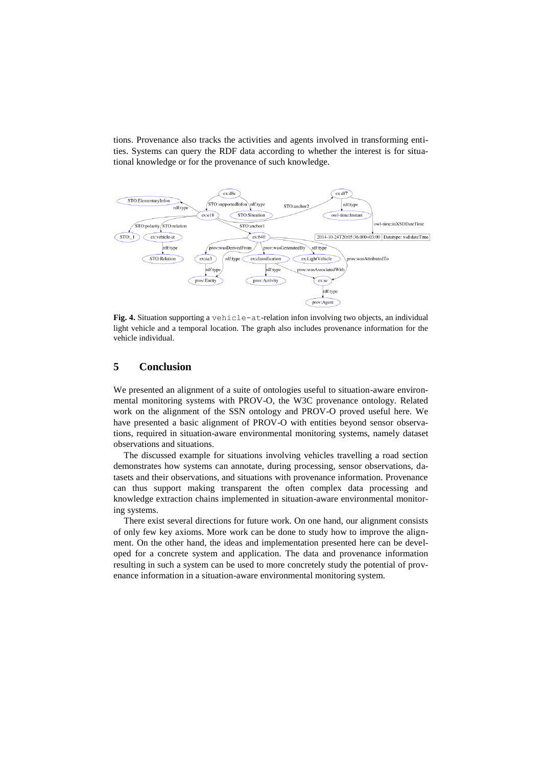tions. Provenance also tracks the activities and agents involved in transforming entities. Systems can query the RDF data according to whether the interest is for situational knowledge or for the provenance of such knowledge.

**Fig. 4.** Situation supporting a `vehicle-at`-relation infon involving two objects, an individual light vehicle and a temporal location. The graph also includes provenance information for the vehicle individual.

## 5 Conclusion

We presented an alignment of a suite of ontologies useful to situation-aware environmental monitoring systems with PROV-O, the W3C provenance ontology. Related work on the alignment of the SSN ontology and PROV-O proved useful here. We have presented a basic alignment of PROV-O with entities beyond sensor observations, required in situation-aware environmental monitoring systems, namely dataset observations and situations.

The discussed example for situations involving vehicles travelling a road section demonstrates how systems can annotate, during processing, sensor observations, datasets and their observations, and situations with provenance information. Provenance can thus support making transparent the often complex data processing and knowledge extraction chains implemented in situation-aware environmental monitoring systems.

There exist several directions for future work. On one hand, our alignment consists of only few key axioms. More work can be done to study how to improve the alignment. On the other hand, the ideas and implementation presented here can be developed for a concrete system and application. The data and provenance information resulting in such a system can be used to more concretely study the potential of provenance information in a situation-aware environmental monitoring system.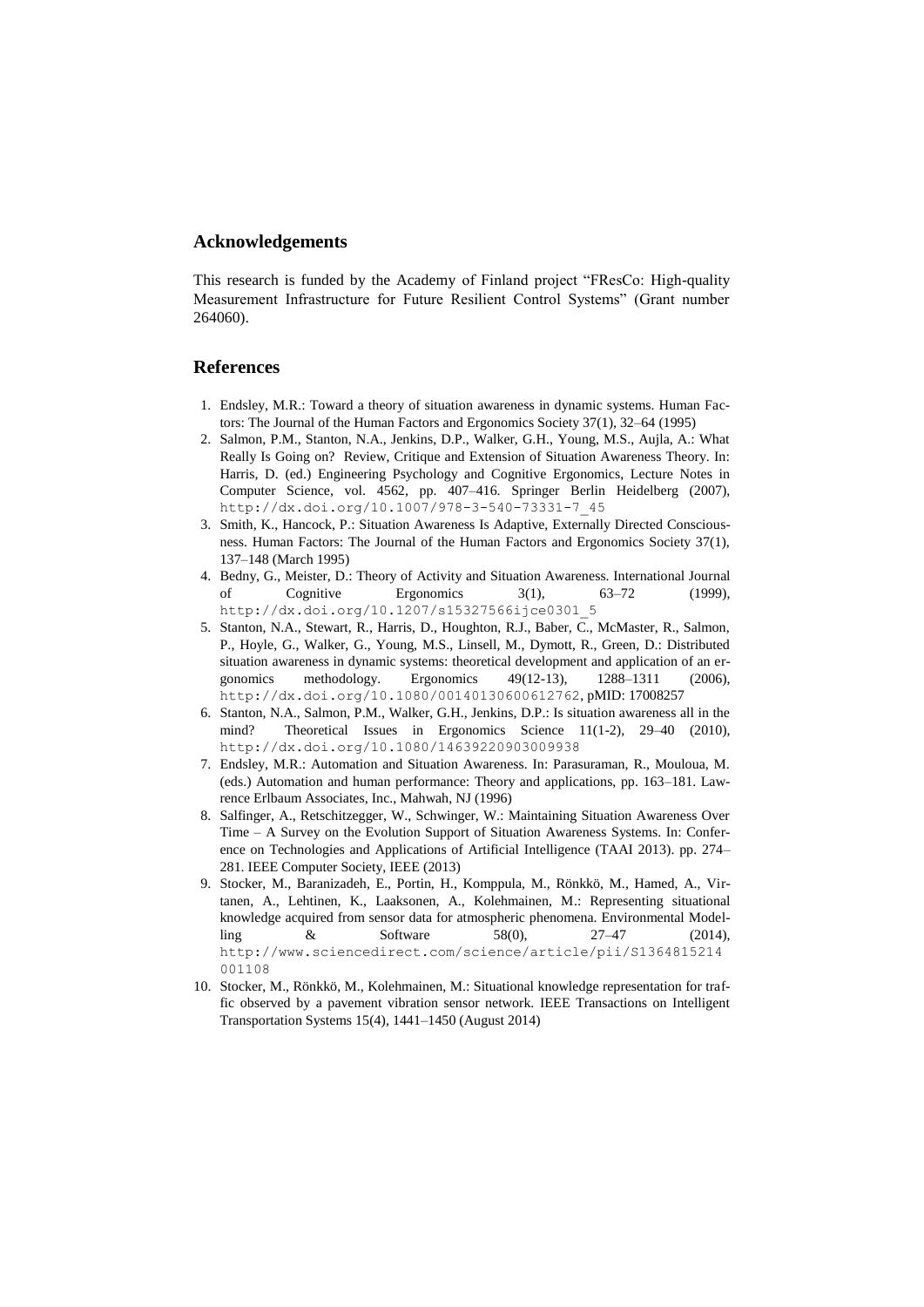## Acknowledgements

This research is funded by the Academy of Finland project "FResCo: High-quality Measurement Infrastructure for Future Resilient Control Systems" (Grant number 264060).

## References

1. Endsley, M.R.: Toward a theory of situation awareness in dynamic systems. Human Factors: The Journal of the Human Factors and Ergonomics Society 37(1), 32–64 (1995)
2. Salmon, P.M., Stanton, N.A., Jenkins, D.P., Walker, G.H., Young, M.S., Aujla, A.: What Really Is Going on? Review, Critique and Extension of Situation Awareness Theory. In: Harris, D. (ed.) Engineering Psychology and Cognitive Ergonomics, Lecture Notes in Computer Science, vol. 4562, pp. 407–416. Springer Berlin Heidelberg (2007), http://dx.doi.org/10.1007/978-3-540-73331-7_45
3. Smith, K., Hancock, P.: Situation Awareness Is Adaptive, Externally Directed Consciousness. Human Factors: The Journal of the Human Factors and Ergonomics Society 37(1), 137–148 (March 1995)
4. Bedny, G., Meister, D.: Theory of Activity and Situation Awareness. International Journal of Cognitive Ergonomics 3(1), 63–72 (1999), http://dx.doi.org/10.1207/s15327566ijce0301_5
5. Stanton, N.A., Stewart, R., Harris, D., Houghton, R.J., Baber, C., McMaster, R., Salmon, P., Hoyle, G., Walker, G., Young, M.S., Linsell, M., Dymott, R., Green, D.: Distributed situation awareness in dynamic systems: theoretical development and application of an ergonomics methodology. Ergonomics 49(12-13), 1288–1311 (2006), http://dx.doi.org/10.1080/00140130600612762, pMID: 17008257
6. Stanton, N.A., Salmon, P.M., Walker, G.H., Jenkins, D.P.: Is situation awareness all in the mind? Theoretical Issues in Ergonomics Science 11(1-2), 29–40 (2010), http://dx.doi.org/10.1080/14639220903009938
7. Endsley, M.R.: Automation and Situation Awareness. In: Parasuraman, R., Mouloua, M. (eds.) Automation and human performance: Theory and applications, pp. 163–181. Lawrence Erlbaum Associates, Inc., Mahwah, NJ (1996)
8. Salfinger, A., Retschitzegger, W., Schwinger, W.: Maintaining Situation Awareness Over Time – A Survey on the Evolution Support of Situation Awareness Systems. In: Conference on Technologies and Applications of Artificial Intelligence (TAAI 2013). pp. 274–281. IEEE Computer Society, IEEE (2013)
9. Stocker, M., Baranizadeh, E., Portin, H., Komppula, M., Rönkkö, M., Hamed, A., Virtanen, A., Lehtinen, K., Laaksonen, A., Kolehmainen, M.: Representing situational knowledge acquired from sensor data for atmospheric phenomena. Environmental Modelling & Software 58(0), 27–47 (2014), http://www.sciencedirect.com/science/article/pii/S1364815214001108
10. Stocker, M., Rönkkö, M., Kolehmainen, M.: Situational knowledge representation for traffic observed by a pavement vibration sensor network. IEEE Transactions on Intelligent Transportation Systems 15(4), 1441–1450 (August 2014)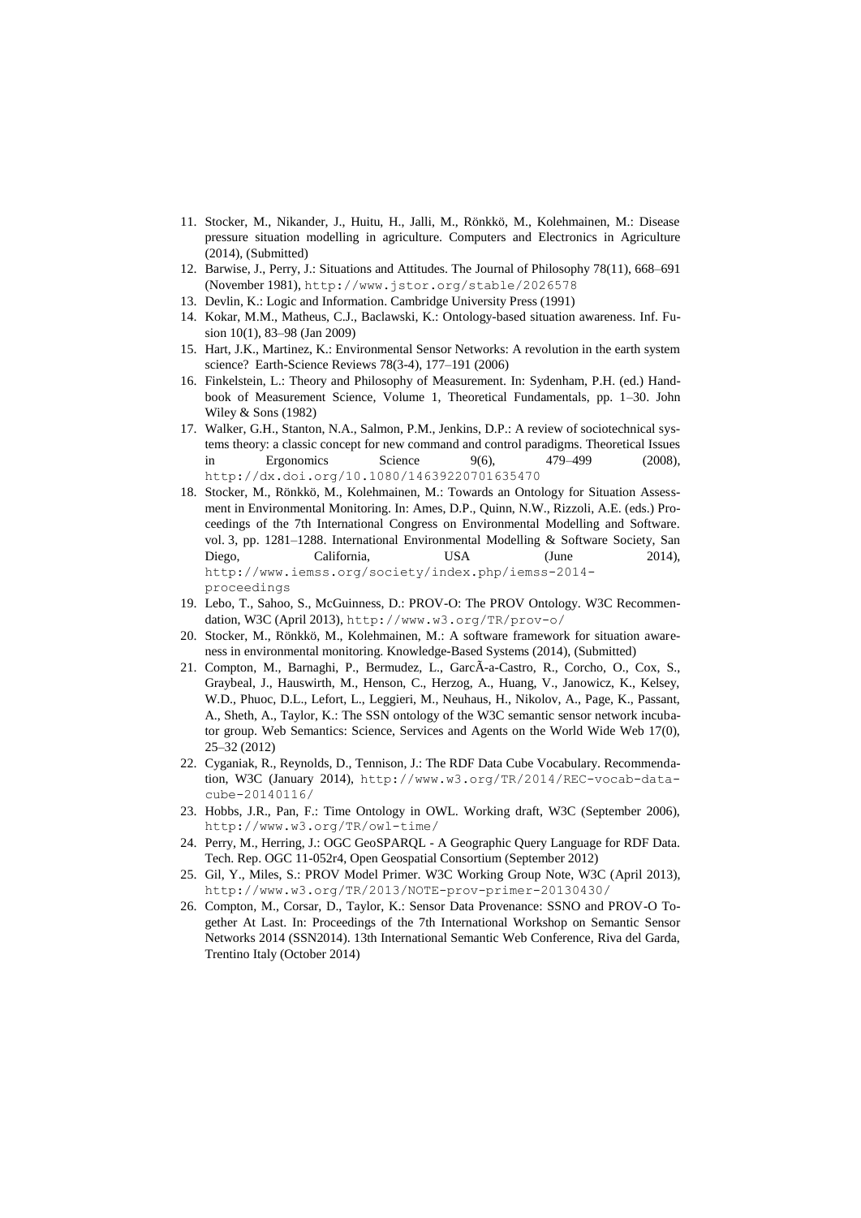11. Stocker, M., Nikander, J., Huitu, H., Jalli, M., Rönkkö, M., Kolehmainen, M.: Disease pressure situation modelling in agriculture. Computers and Electronics in Agriculture (2014), (Submitted)
12. Barwise, J., Perry, J.: Situations and Attitudes. The Journal of Philosophy 78(11), 668–691 (November 1981), http://www.jstor.org/stable/2026578
13. Devlin, K.: Logic and Information. Cambridge University Press (1991)
14. Kokar, M.M., Matheus, C.J., Baclawski, K.: Ontology-based situation awareness. Inf. Fusion 10(1), 83–98 (Jan 2009)
15. Hart, J.K., Martinez, K.: Environmental Sensor Networks: A revolution in the earth system science? Earth-Science Reviews 78(3-4), 177–191 (2006)
16. Finkelstein, L.: Theory and Philosophy of Measurement. In: Sydenham, P.H. (ed.) Handbook of Measurement Science, Volume 1, Theoretical Fundamentals, pp. 1–30. John Wiley & Sons (1982)
17. Walker, G.H., Stanton, N.A., Salmon, P.M., Jenkins, D.P.: A review of sociotechnical systems theory: a classic concept for new command and control paradigms. Theoretical Issues in Ergonomics Science 9(6), 479–499 (2008), http://dx.doi.org/10.1080/14639220701635470
18. Stocker, M., Rönkkö, M., Kolehmainen, M.: Towards an Ontology for Situation Assessment in Environmental Monitoring. In: Ames, D.P., Quinn, N.W., Rizzoli, A.E. (eds.) Proceedings of the 7th International Congress on Environmental Modelling and Software. vol. 3, pp. 1281–1288. International Environmental Modelling & Software Society, San Diego, California, USA (June 2014), http://www.iemss.org/society/index.php/iemss-2014-proceedings
19. Lebo, T., Sahoo, S., McGuinness, D.: PROV-O: The PROV Ontology. W3C Recommendation, W3C (April 2013), http://www.w3.org/TR/prov-o/
20. Stocker, M., Rönkkö, M., Kolehmainen, M.: A software framework for situation awareness in environmental monitoring. Knowledge-Based Systems (2014), (Submitted)
21. Compton, M., Barnaghi, P., Bermudez, L., GarcÃ-a-Castro, R., Corcho, O., Cox, S., Graybeal, J., Hauswirth, M., Henson, C., Herzog, A., Huang, V., Janowicz, K., Kelsey, W.D., Phuoc, D.L., Lefort, L., Leggieri, M., Neuhaus, H., Nikolov, A., Page, K., Passant, A., Sheth, A., Taylor, K.: The SSN ontology of the W3C semantic sensor network incubator group. Web Semantics: Science, Services and Agents on the World Wide Web 17(0), 25–32 (2012)
22. Cyganiak, R., Reynolds, D., Tennison, J.: The RDF Data Cube Vocabulary. Recommendation, W3C (January 2014), http://www.w3.org/TR/2014/REC-vocab-data-cube-20140116/
23. Hobbs, J.R., Pan, F.: Time Ontology in OWL. Working draft, W3C (September 2006), http://www.w3.org/TR/owl-time/
24. Perry, M., Herring, J.: OGC GeoSPARQL - A Geographic Query Language for RDF Data. Tech. Rep. OGC 11-052r4, Open Geospatial Consortium (September 2012)
25. Gil, Y., Miles, S.: PROV Model Primer. W3C Working Group Note, W3C (April 2013), http://www.w3.org/TR/2013/NOTE-prov-primer-20130430/
26. Compton, M., Corsar, D., Taylor, K.: Sensor Data Provenance: SSNO and PROV-O Together At Last. In: Proceedings of the 7th International Workshop on Semantic Sensor Networks 2014 (SSN2014). 13th International Semantic Web Conference, Riva del Garda, Trentino Italy (October 2014)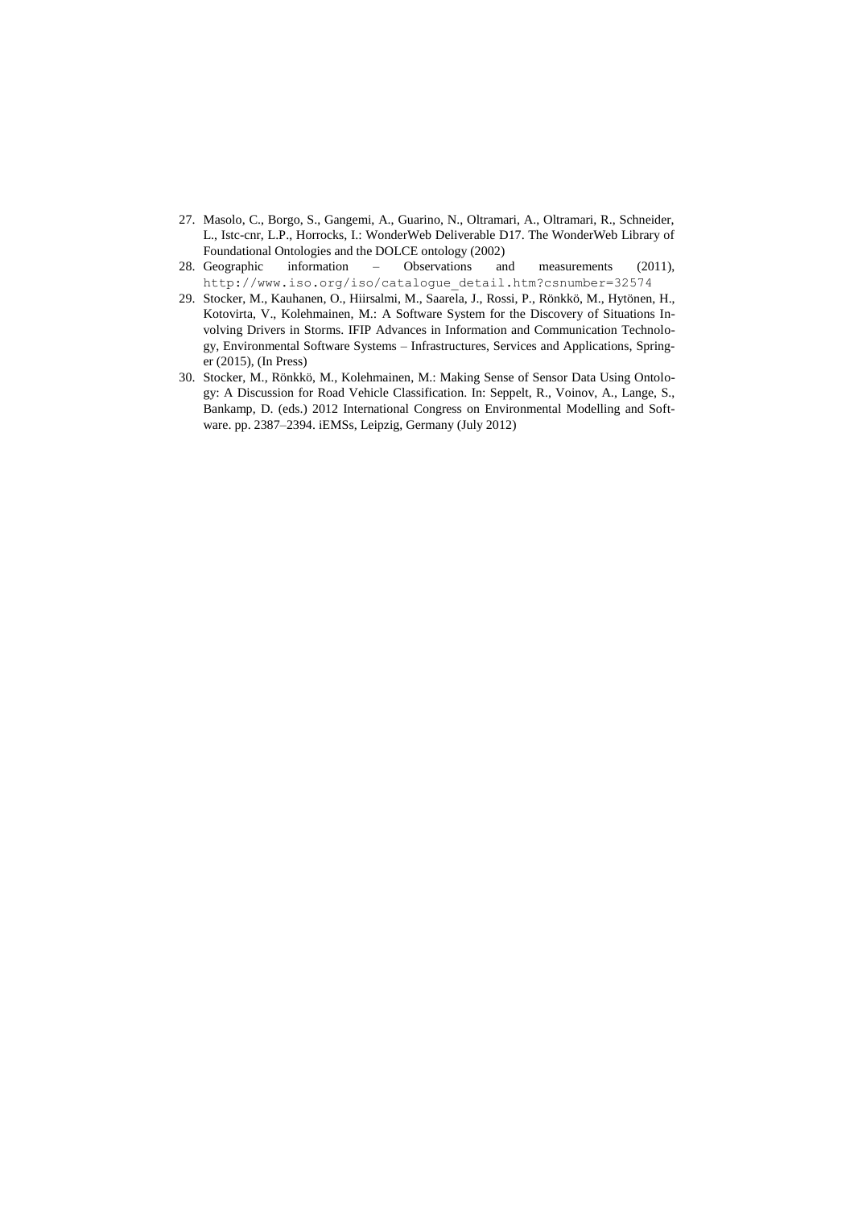27. Masolo, C., Borgo, S., Gangemi, A., Guarino, N., Oltramari, A., Oltramari, R., Schneider, L., Istc-cnr, L.P., Horrocks, I.: WonderWeb Deliverable D17. The WonderWeb Library of Foundational Ontologies and the DOLCE ontology (2002)
28. Geographic information – Observations and measurements (2011), `http://www.iso.org/iso/catalogue_detail.htm?csnumber=32574`
29. Stocker, M., Kauhanen, O., Hiirsalmi, M., Saarela, J., Rossi, P., Rönkkö, M., Hytönen, H., Kotovirta, V., Kolehmainen, M.: A Software System for the Discovery of Situations Involving Drivers in Storms. IFIP Advances in Information and Communication Technology, Environmental Software Systems – Infrastructures, Services and Applications, Springer (2015), (In Press)
30. Stocker, M., Rönkkö, M., Kolehmainen, M.: Making Sense of Sensor Data Using Ontology: A Discussion for Road Vehicle Classification. In: Seppelt, R., Voinov, A., Lange, S., Bankamp, D. (eds.) 2012 International Congress on Environmental Modelling and Software. pp. 2387–2394. iEMSs, Leipzig, Germany (July 2012)